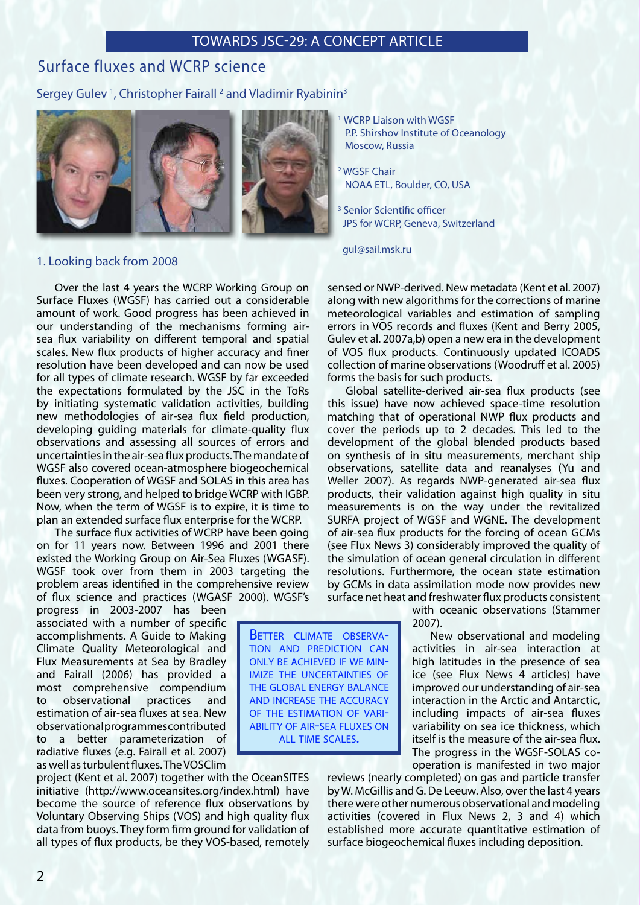TOWARDS JSC-29: A CONCEPT ARTICLE

# Surface fluxes and WCRP science

Sergey Gulev [1], Christopher Fairall [2] and Vladimir Ryabinin[3]

[1] WCRP Liaison with WGSF
P.P. Shirshov Institute of Oceanology
Moscow, Russia

[2] WGSF Chair
NOAA ETL, Boulder, CO, USA

[3] Senior Scientific officer
JPS for WCRP, Geneva, Switzerland

gul@sail.msk.ru

## 1. Looking back from 2008

Over the last 4 years the WCRP Working Group on Surface Fluxes (WGSF) has carried out a considerable amount of work. Good progress has been achieved in our understanding of the mechanisms forming air-sea flux variability on different temporal and spatial scales. New flux products of higher accuracy and finer resolution have been developed and can now be used for all types of climate research. WGSF by far exceeded the expectations formulated by the JSC in the ToRs by initiating systematic validation activities, building new methodologies of air-sea flux field production, developing guiding materials for climate-quality flux observations and assessing all sources of errors and uncertainties in the air-sea flux products. The mandate of WGSF also covered ocean-atmosphere biogeochemical fluxes. Cooperation of WGSF and SOLAS in this area has been very strong, and helped to bridge WCRP with IGBP. Now, when the term of WGSF is to expire, it is time to plan an extended surface flux enterprise for the WCRP.

The surface flux activities of WCRP have been going on for 11 years now. Between 1996 and 2001 there existed the Working Group on Air-Sea Fluxes (WGASF). WGSF took over from them in 2003 targeting the problem areas identified in the comprehensive review of flux science and practices (WGASF 2000). WGSF's progress in 2003-2007 has been associated with a number of specific accomplishments. A Guide to Making Climate Quality Meteorological and Flux Measurements at Sea by Bradley and Fairall (2006) has provided a most comprehensive compendium to observational practices and estimation of air-sea fluxes at sea. New observational programmes contributed to a better parameterization of radiative fluxes (e.g. Fairall et al. 2007) as well as turbulent fluxes. The VOSClim project (Kent et al. 2007) together with the OceanSITES initiative (http://www.oceansites.org/index.html) have become the source of reference flux observations by Voluntary Observing Ships (VOS) and high quality flux data from buoys. They form firm ground for validation of all types of flux products, be they VOS-based, remotely sensed or NWP-derived. New metadata (Kent et al. 2007) along with new algorithms for the corrections of marine meteorological variables and estimation of sampling errors in VOS records and fluxes (Kent and Berry 2005, Gulev et al. 2007a,b) open a new era in the development of VOS flux products. Continuously updated ICOADS collection of marine observations (Woodruff et al. 2005) forms the basis for such products.

> BETTER CLIMATE OBSERVATION AND PREDICTION CAN ONLY BE ACHIEVED IF WE MINIMIZE THE UNCERTAINTIES OF THE GLOBAL ENERGY BALANCE AND INCREASE THE ACCURACY OF THE ESTIMATION OF VARIABILITY OF AIR-SEA FLUXES ON ALL TIME SCALES.

Global satellite-derived air-sea flux products (see this issue) have now achieved space-time resolution matching that of operational NWP flux products and cover the periods up to 2 decades. This led to the development of the global blended products based on synthesis of in situ measurements, merchant ship observations, satellite data and reanalyses (Yu and Weller 2007). As regards NWP-generated air-sea flux products, their validation against high quality in situ measurements is on the way under the revitalized SURFA project of WGSF and WGNE. The development of air-sea flux products for the forcing of ocean GCMs (see Flux News 3) considerably improved the quality of the simulation of ocean general circulation in different resolutions. Furthermore, the ocean state estimation by GCMs in data assimilation mode now provides new surface net heat and freshwater flux products consistent with oceanic observations (Stammer 2007).

New observational and modeling activities in air-sea interaction at high latitudes in the presence of sea ice (see Flux News 4 articles) have improved our understanding of air-sea interaction in the Arctic and Antarctic, including impacts of air-sea fluxes variability on sea ice thickness, which itself is the measure of the air-sea flux. The progress in the WGSF-SOLAS co-operation is manifested in two major reviews (nearly completed) on gas and particle transfer by W. McGillis and G. De Leeuw. Also, over the last 4 years there were other numerous observational and modeling activities (covered in Flux News 2, 3 and 4) which established more accurate quantitative estimation of surface biogeochemical fluxes including deposition.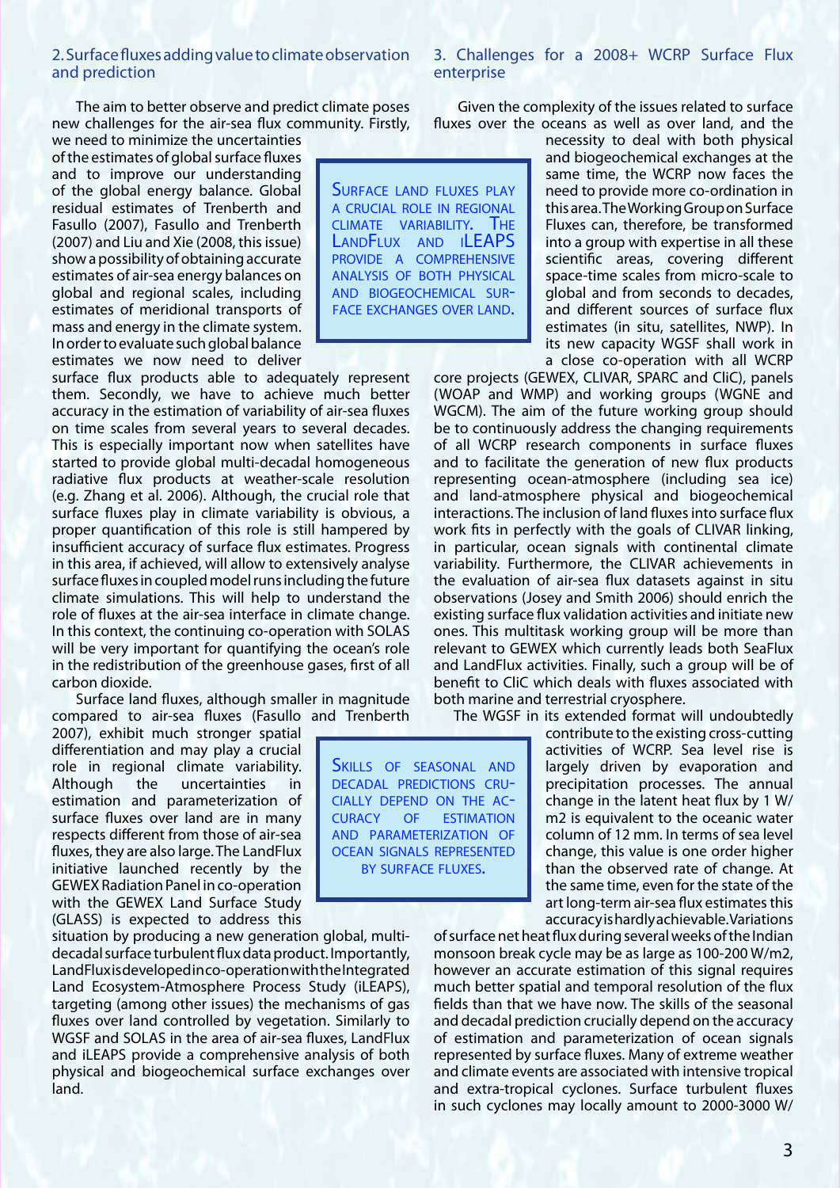## 2. Surface fluxes adding value to climate observation and prediction

The aim to better observe and predict climate poses new challenges for the air-sea flux community. Firstly, we need to minimize the uncertainties of the estimates of global surface fluxes and to improve our understanding of the global energy balance. Global residual estimates of Trenberth and Fasullo (2007), Fasullo and Trenberth (2007) and Liu and Xie (2008, this issue) show a possibility of obtaining accurate estimates of air-sea energy balances on global and regional scales, including estimates of meridional transports of mass and energy in the climate system. In order to evaluate such global balance estimates we now need to deliver surface flux products able to adequately represent them. Secondly, we have to achieve much better accuracy in the estimation of variability of air-sea fluxes on time scales from several years to several decades. This is especially important now when satellites have started to provide global multi-decadal homogeneous radiative flux products at weather-scale resolution (e.g. Zhang et al. 2006). Although, the crucial role that surface fluxes play in climate variability is obvious, a proper quantification of this role is still hampered by insufficient accuracy of surface flux estimates. Progress in this area, if achieved, will allow to extensively analyse surface fluxes in coupled model runs including the future climate simulations. This will help to understand the role of fluxes at the air-sea interface in climate change. In this context, the continuing co-operation with SOLAS will be very important for quantifying the ocean's role in the redistribution of the greenhouse gases, first of all carbon dioxide.

> SURFACE LAND FLUXES PLAY A CRUCIAL ROLE IN REGIONAL CLIMATE VARIABILITY. THE LANDFLUX AND iLEAPS PROVIDE A COMPREHENSIVE ANALYSIS OF BOTH PHYSICAL AND BIOGEOCHEMICAL SURFACE EXCHANGES OVER LAND.

Surface land fluxes, although smaller in magnitude compared to air-sea fluxes (Fasullo and Trenberth 2007), exhibit much stronger spatial differentiation and may play a crucial role in regional climate variability. Although the uncertainties in estimation and parameterization of surface fluxes over land are in many respects different from those of air-sea fluxes, they are also large. The LandFlux initiative launched recently by the GEWEX Radiation Panel in co-operation with the GEWEX Land Surface Study (GLASS) is expected to address this situation by producing a new generation global, multi-decadal surface turbulent flux data product. Importantly, LandFlux is developed in co-operation with the Integrated Land Ecosystem-Atmosphere Process Study (iLEAPS), targeting (among other issues) the mechanisms of gas fluxes over land controlled by vegetation. Similarly to WGSF and SOLAS in the area of air-sea fluxes, LandFlux and iLEAPS provide a comprehensive analysis of both physical and biogeochemical surface exchanges over land.

> SKILLS OF SEASONAL AND DECADAL PREDICTIONS CRUCIALLY DEPEND ON THE ACCURACY OF ESTIMATION AND PARAMETERIZATION OF OCEAN SIGNALS REPRESENTED BY SURFACE FLUXES.

## 3. Challenges for a 2008+ WCRP Surface Flux enterprise

Given the complexity of the issues related to surface fluxes over the oceans as well as over land, and the necessity to deal with both physical and biogeochemical exchanges at the same time, the WCRP now faces the need to provide more co-ordination in this area. The Working Group on Surface Fluxes can, therefore, be transformed into a group with expertise in all these scientific areas, covering different space-time scales from micro-scale to global and from seconds to decades, and different sources of surface flux estimates (in situ, satellites, NWP). In its new capacity WGSF shall work in a close co-operation with all WCRP core projects (GEWEX, CLIVAR, SPARC and CliC), panels (WOAP and WMP) and working groups (WGNE and WGCM). The aim of the future working group should be to continuously address the changing requirements of all WCRP research components in surface fluxes and to facilitate the generation of new flux products representing ocean-atmosphere (including sea ice) and land-atmosphere physical and biogeochemical interactions. The inclusion of land fluxes into surface flux work fits in perfectly with the goals of CLIVAR linking, in particular, ocean signals with continental climate variability. Furthermore, the CLIVAR achievements in the evaluation of air-sea flux datasets against in situ observations (Josey and Smith 2006) should enrich the existing surface flux validation activities and initiate new ones. This multitask working group will be more than relevant to GEWEX which currently leads both SeaFlux and LandFlux activities. Finally, such a group will be of benefit to CliC which deals with fluxes associated with both marine and terrestrial cryosphere.

The WGSF in its extended format will undoubtedly contribute to the existing cross-cutting activities of WCRP. Sea level rise is largely driven by evaporation and precipitation processes. The annual change in the latent heat flux by 1 W/m2 is equivalent to the oceanic water column of 12 mm. In terms of sea level change, this value is one order higher than the observed rate of change. At the same time, even for the state of the art long-term air-sea flux estimates this accuracy is hardly achievable. Variations of surface net heat flux during several weeks of the Indian monsoon break cycle may be as large as 100-200 W/m2, however an accurate estimation of this signal requires much better spatial and temporal resolution of the flux fields than that we have now. The skills of the seasonal and decadal prediction crucially depend on the accuracy of estimation and parameterization of ocean signals represented by surface fluxes. Many of extreme weather and climate events are associated with intensive tropical and extra-tropical cyclones. Surface turbulent fluxes in such cyclones may locally amount to 2000-3000 W/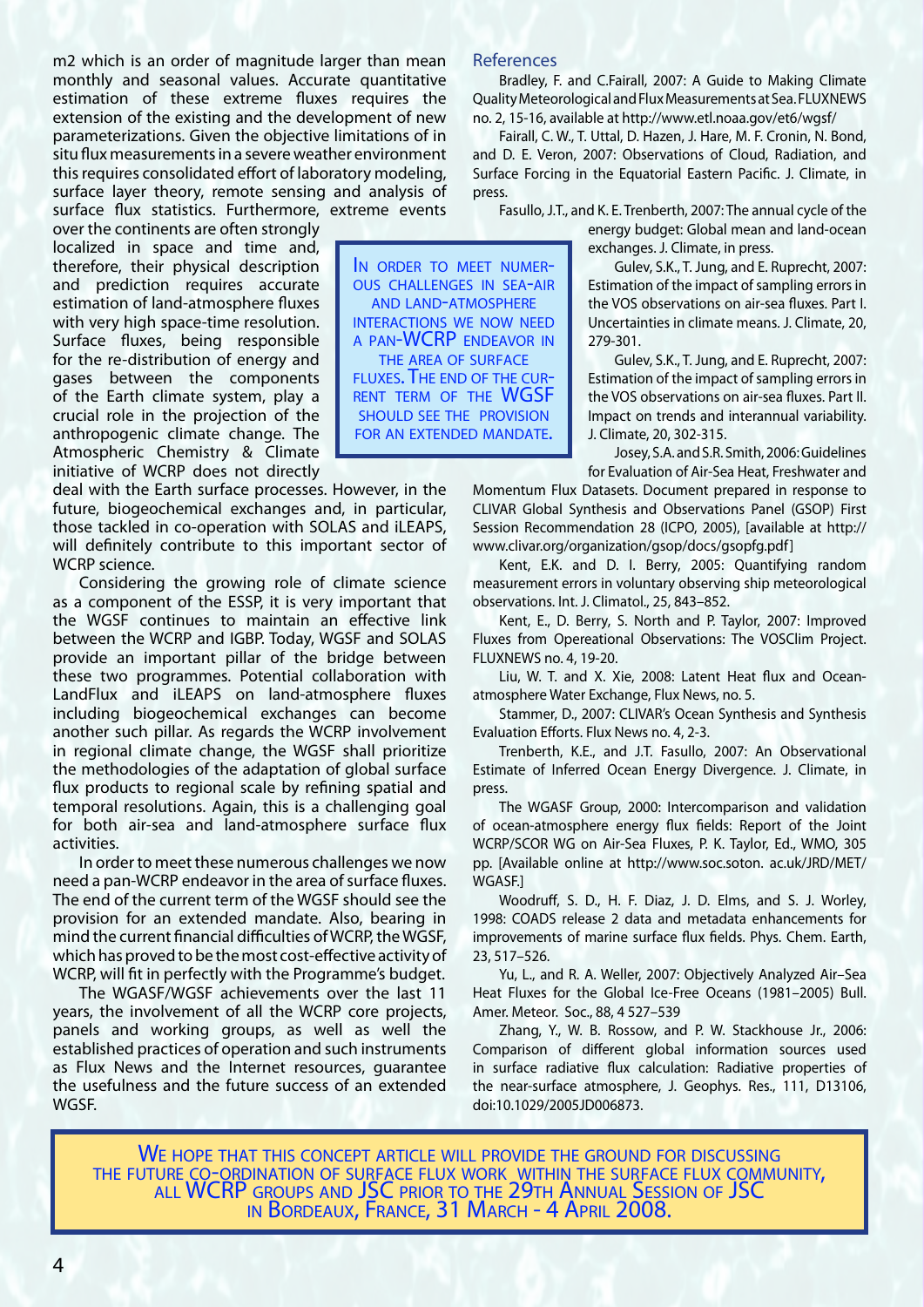m2 which is an order of magnitude larger than mean monthly and seasonal values. Accurate quantitative estimation of these extreme fluxes requires the extension of the existing and the development of new parameterizations. Given the objective limitations of in situ flux measurements in a severe weather environment this requires consolidated effort of laboratory modeling, surface layer theory, remote sensing and analysis of surface flux statistics. Furthermore, extreme events over the continents are often strongly localized in space and time and, therefore, their physical description and prediction requires accurate estimation of land-atmosphere fluxes with very high space-time resolution. Surface fluxes, being responsible for the re-distribution of energy and gases between the components of the Earth climate system, play a crucial role in the projection of the anthropogenic climate change. The Atmospheric Chemistry & Climate initiative of WCRP does not directly deal with the Earth surface processes. However, in the future, biogeochemical exchanges and, in particular, those tackled in co-operation with SOLAS and iLEAPS, will definitely contribute to this important sector of WCRP science.

> In order to meet numerous challenges in sea-air and land-atmosphere interactions we now need a pan-WCRP endeavor in the area of surface fluxes. The end of the current term of the WGSF should see the provision for an extended mandate.

Considering the growing role of climate science as a component of the ESSP, it is very important that the WGSF continues to maintain an effective link between the WCRP and IGBP. Today, WGSF and SOLAS provide an important pillar of the bridge between these two programmes. Potential collaboration with LandFlux and iLEAPS on land-atmosphere fluxes including biogeochemical exchanges can become another such pillar. As regards the WCRP involvement in regional climate change, the WGSF shall prioritize the methodologies of the adaptation of global surface flux products to regional scale by refining spatial and temporal resolutions. Again, this is a challenging goal for both air-sea and land-atmosphere surface flux activities.

In order to meet these numerous challenges we now need a pan-WCRP endeavor in the area of surface fluxes. The end of the current term of the WGSF should see the provision for an extended mandate. Also, bearing in mind the current financial difficulties of WCRP, the WGSF, which has proved to be the most cost-effective activity of WCRP, will fit in perfectly with the Programme's budget.

The WGASF/WGSF achievements over the last 11 years, the involvement of all the WCRP core projects, panels and working groups, as well as the established practices of operation and such instruments as Flux News and the Internet resources, guarantee the usefulness and the future success of an extended WGSF.

## References

Bradley, F. and C.Fairall, 2007: A Guide to Making Climate Quality Meteorological and Flux Measurements at Sea. FLUXNEWS no. 2, 15-16, available at http://www.etl.noaa.gov/et6/wgsf/

Fairall, C. W., T. Uttal, D. Hazen, J. Hare, M. F. Cronin, N. Bond, and D. E. Veron, 2007: Observations of Cloud, Radiation, and Surface Forcing in the Equatorial Eastern Pacific. J. Climate, in press.

Fasullo, J.T., and K. E. Trenberth, 2007: The annual cycle of the energy budget: Global mean and land-ocean exchanges. J. Climate, in press.

Gulev, S.K., T. Jung, and E. Ruprecht, 2007: Estimation of the impact of sampling errors in the VOS observations on air-sea fluxes. Part I. Uncertainties in climate means. J. Climate, 20, 279-301.

Gulev, S.K., T. Jung, and E. Ruprecht, 2007: Estimation of the impact of sampling errors in the VOS observations on air-sea fluxes. Part II. Impact on trends and interannual variability. J. Climate, 20, 302-315.

Josey, S.A. and S.R. Smith, 2006: Guidelines for Evaluation of Air-Sea Heat, Freshwater and Momentum Flux Datasets. Document prepared in response to CLIVAR Global Synthesis and Observations Panel (GSOP) First Session Recommendation 28 (ICPO, 2005), [available at http://www.clivar.org/organization/gsop/docs/gsopfg.pdf]

Kent, E.K. and D. I. Berry, 2005: Quantifying random measurement errors in voluntary observing ship meteorological observations. Int. J. Climatol., 25, 843–852.

Kent, E., D. Berry, S. North and P. Taylor, 2007: Improved Fluxes from Opereational Observations: The VOSClim Project. FLUXNEWS no. 4, 19-20.

Liu, W. T. and X. Xie, 2008: Latent Heat flux and Ocean-atmosphere Water Exchange, Flux News, no. 5.

Stammer, D., 2007: CLIVAR's Ocean Synthesis and Synthesis Evaluation Efforts. Flux News no. 4, 2-3.

Trenberth, K.E., and J.T. Fasullo, 2007: An Observational Estimate of Inferred Ocean Energy Divergence. J. Climate, in press.

The WGASF Group, 2000: Intercomparison and validation of ocean-atmosphere energy flux fields: Report of the Joint WCRP/SCOR WG on Air-Sea Fluxes, P. K. Taylor, Ed., WMO, 305 pp. [Available online at http://www.soc.soton. ac.uk/JRD/MET/WGASF.]

Woodruff, S. D., H. F. Diaz, J. D. Elms, and S. J. Worley, 1998: COADS release 2 data and metadata enhancements for improvements of marine surface flux fields. Phys. Chem. Earth, 23, 517–526.

Yu, L., and R. A. Weller, 2007: Objectively Analyzed Air–Sea Heat Fluxes for the Global Ice-Free Oceans (1981–2005) Bull. Amer. Meteor. Soc., 88, 4 527–539

Zhang, Y., W. B. Rossow, and P. W. Stackhouse Jr., 2006: Comparison of different global information sources used in surface radiative flux calculation: Radiative properties of the near-surface atmosphere, J. Geophys. Res., 111, D13106, doi:10.1029/2005JD006873.

> We hope that this concept article will provide the ground for discussing the future co-ordination of surface flux work within the surface flux community, all WCRP groups and JSC prior to the 29th Annual Session of JSC in Bordeaux, France, 31 March - 4 April 2008.